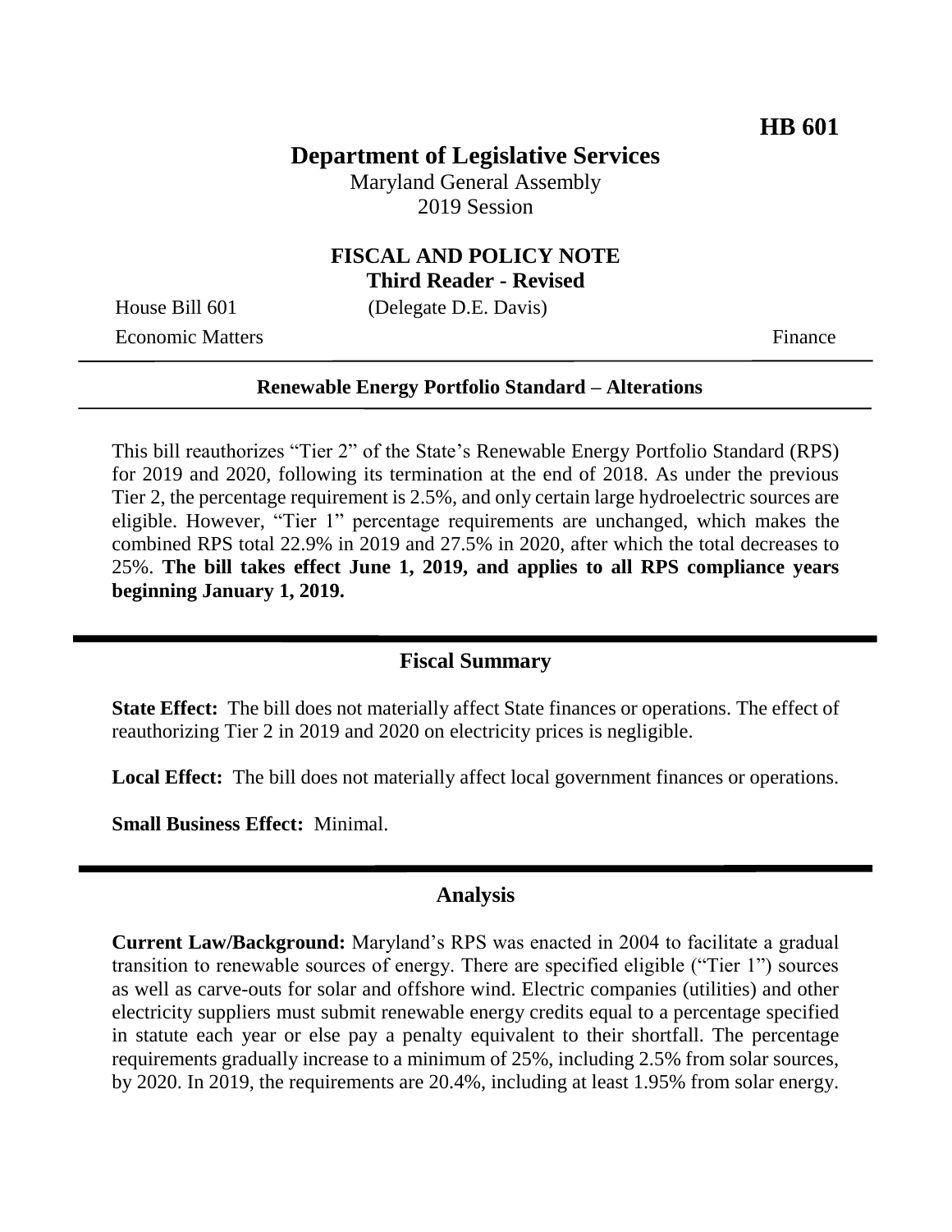**HB 601**

# Department of Legislative Services

Maryland General Assembly
2019 Session

## FISCAL AND POLICY NOTE
**Third Reader - Revised**

House Bill 601 (Delegate D.E. Davis)

Economic Matters Finance

---

**Renewable Energy Portfolio Standard – Alterations**

---

This bill reauthorizes "Tier 2" of the State's Renewable Energy Portfolio Standard (RPS) for 2019 and 2020, following its termination at the end of 2018. As under the previous Tier 2, the percentage requirement is 2.5%, and only certain large hydroelectric sources are eligible. However, "Tier 1" percentage requirements are unchanged, which makes the combined RPS total 22.9% in 2019 and 27.5% in 2020, after which the total decreases to 25%. **The bill takes effect June 1, 2019, and applies to all RPS compliance years beginning January 1, 2019.**

## Fiscal Summary

**State Effect:** The bill does not materially affect State finances or operations. The effect of reauthorizing Tier 2 in 2019 and 2020 on electricity prices is negligible.

**Local Effect:** The bill does not materially affect local government finances or operations.

**Small Business Effect:** Minimal.

## Analysis

**Current Law/Background:** Maryland's RPS was enacted in 2004 to facilitate a gradual transition to renewable sources of energy. There are specified eligible ("Tier 1") sources as well as carve-outs for solar and offshore wind. Electric companies (utilities) and other electricity suppliers must submit renewable energy credits equal to a percentage specified in statute each year or else pay a penalty equivalent to their shortfall. The percentage requirements gradually increase to a minimum of 25%, including 2.5% from solar sources, by 2020. In 2019, the requirements are 20.4%, including at least 1.95% from solar energy.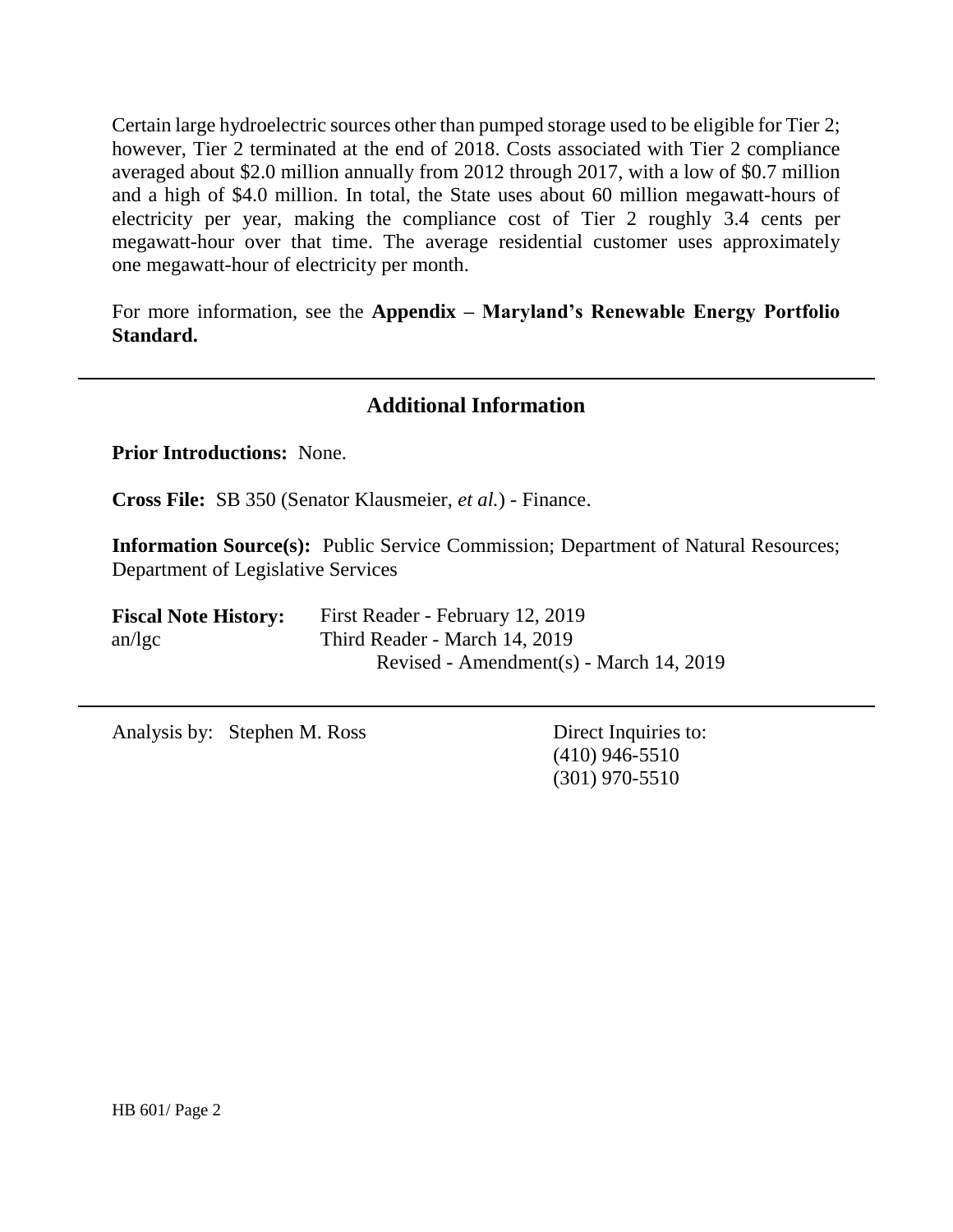Certain large hydroelectric sources other than pumped storage used to be eligible for Tier 2; however, Tier 2 terminated at the end of 2018. Costs associated with Tier 2 compliance averaged about $2.0 million annually from 2012 through 2017, with a low of $0.7 million and a high of $4.0 million. In total, the State uses about 60 million megawatt-hours of electricity per year, making the compliance cost of Tier 2 roughly 3.4 cents per megawatt-hour over that time. The average residential customer uses approximately one megawatt-hour of electricity per month.

For more information, see the **Appendix – Maryland's Renewable Energy Portfolio Standard.**

---

## Additional Information

**Prior Introductions:** None.

**Cross File:** SB 350 (Senator Klausmeier, *et al.*) - Finance.

**Information Source(s):** Public Service Commission; Department of Natural Resources; Department of Legislative Services

**Fiscal Note History:** First Reader - February 12, 2019
an/lgc Third Reader - March 14, 2019
Revised - Amendment(s) - March 14, 2019

---

Analysis by: Stephen M. Ross

Direct Inquiries to:
(410) 946-5510
(301) 970-5510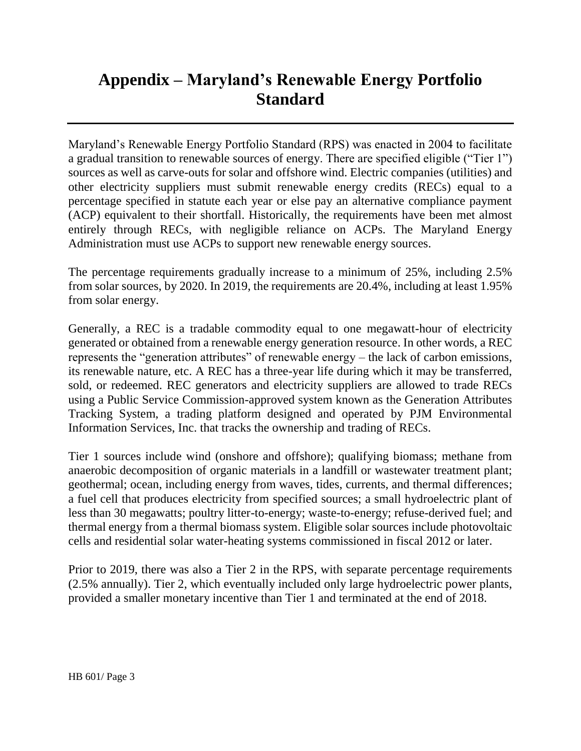# Appendix – Maryland's Renewable Energy Portfolio Standard

Maryland's Renewable Energy Portfolio Standard (RPS) was enacted in 2004 to facilitate a gradual transition to renewable sources of energy. There are specified eligible ("Tier 1") sources as well as carve-outs for solar and offshore wind. Electric companies (utilities) and other electricity suppliers must submit renewable energy credits (RECs) equal to a percentage specified in statute each year or else pay an alternative compliance payment (ACP) equivalent to their shortfall. Historically, the requirements have been met almost entirely through RECs, with negligible reliance on ACPs. The Maryland Energy Administration must use ACPs to support new renewable energy sources.

The percentage requirements gradually increase to a minimum of 25%, including 2.5% from solar sources, by 2020. In 2019, the requirements are 20.4%, including at least 1.95% from solar energy.

Generally, a REC is a tradable commodity equal to one megawatt-hour of electricity generated or obtained from a renewable energy generation resource. In other words, a REC represents the "generation attributes" of renewable energy – the lack of carbon emissions, its renewable nature, etc. A REC has a three-year life during which it may be transferred, sold, or redeemed. REC generators and electricity suppliers are allowed to trade RECs using a Public Service Commission-approved system known as the Generation Attributes Tracking System, a trading platform designed and operated by PJM Environmental Information Services, Inc. that tracks the ownership and trading of RECs.

Tier 1 sources include wind (onshore and offshore); qualifying biomass; methane from anaerobic decomposition of organic materials in a landfill or wastewater treatment plant; geothermal; ocean, including energy from waves, tides, currents, and thermal differences; a fuel cell that produces electricity from specified sources; a small hydroelectric plant of less than 30 megawatts; poultry litter-to-energy; waste-to-energy; refuse-derived fuel; and thermal energy from a thermal biomass system. Eligible solar sources include photovoltaic cells and residential solar water-heating systems commissioned in fiscal 2012 or later.

Prior to 2019, there was also a Tier 2 in the RPS, with separate percentage requirements (2.5% annually). Tier 2, which eventually included only large hydroelectric power plants, provided a smaller monetary incentive than Tier 1 and terminated at the end of 2018.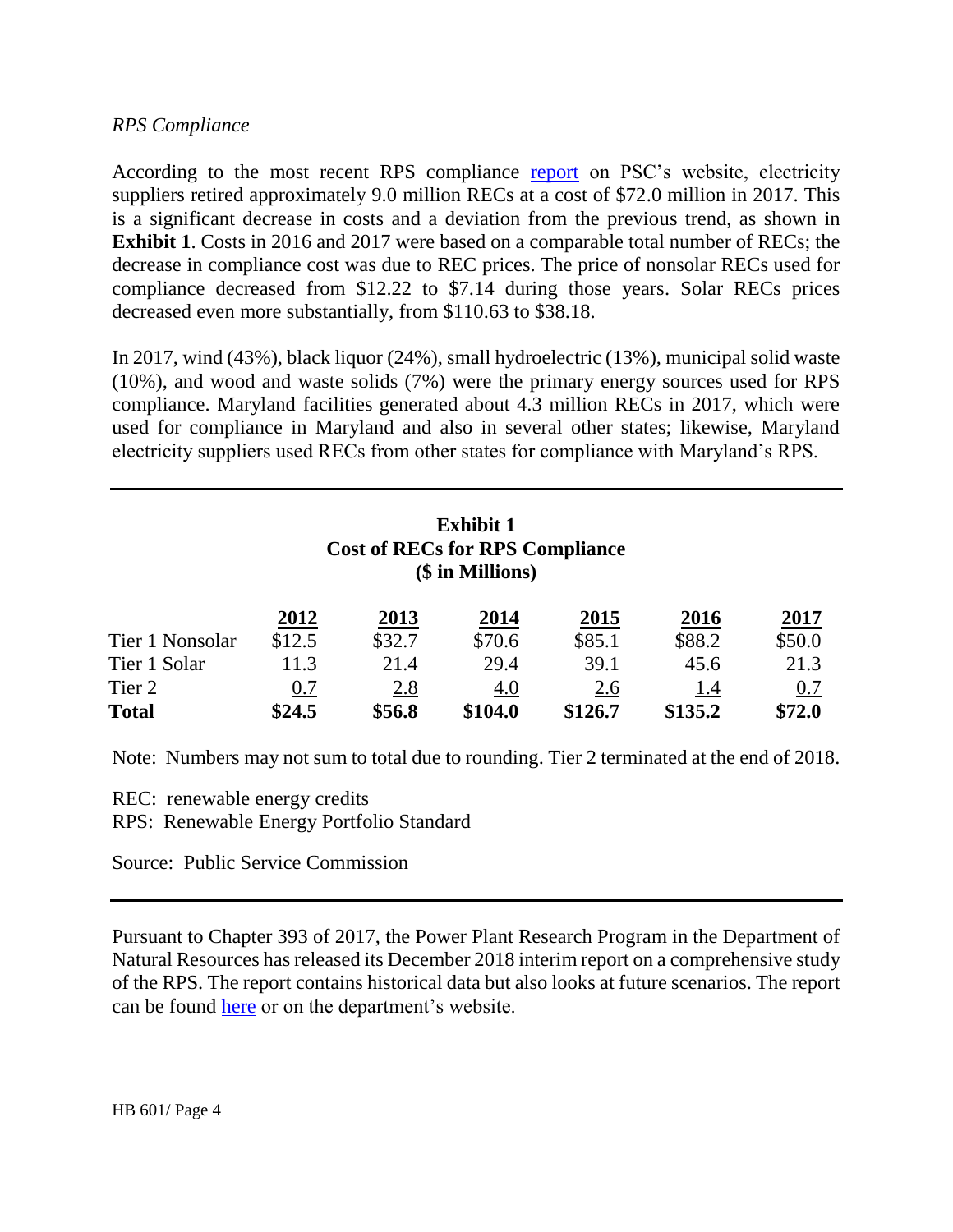*RPS Compliance*

According to the most recent RPS compliance report on PSC's website, electricity suppliers retired approximately 9.0 million RECs at a cost of $72.0 million in 2017. This is a significant decrease in costs and a deviation from the previous trend, as shown in **Exhibit 1**. Costs in 2016 and 2017 were based on a comparable total number of RECs; the decrease in compliance cost was due to REC prices. The price of nonsolar RECs used for compliance decreased from $12.22 to $7.14 during those years. Solar RECs prices decreased even more substantially, from $110.63 to $38.18.

In 2017, wind (43%), black liquor (24%), small hydroelectric (13%), municipal solid waste (10%), and wood and waste solids (7%) were the primary energy sources used for RPS compliance. Maryland facilities generated about 4.3 million RECs in 2017, which were used for compliance in Maryland and also in several other states; likewise, Maryland electricity suppliers used RECs from other states for compliance with Maryland's RPS.

**Exhibit 1**
**Cost of RECs for RPS Compliance**
**($ in Millions)**

| | 2012 | 2013 | 2014 | 2015 | 2016 | 2017 |
|---|---|---|---|---|---|---|
| Tier 1 Nonsolar | $12.5 | $32.7 | $70.6 | $85.1 | $88.2 | $50.0 |
| Tier 1 Solar | 11.3 | 21.4 | 29.4 | 39.1 | 45.6 | 21.3 |
| Tier 2 | 0.7 | 2.8 | 4.0 | 2.6 | 1.4 | 0.7 |
| **Total** | **$24.5** | **$56.8** | **$104.0** | **$126.7** | **$135.2** | **$72.0** |

Note: Numbers may not sum to total due to rounding. Tier 2 terminated at the end of 2018.

REC: renewable energy credits
RPS: Renewable Energy Portfolio Standard

Source: Public Service Commission

Pursuant to Chapter 393 of 2017, the Power Plant Research Program in the Department of Natural Resources has released its December 2018 interim report on a comprehensive study of the RPS. The report contains historical data but also looks at future scenarios. The report can be found here or on the department's website.